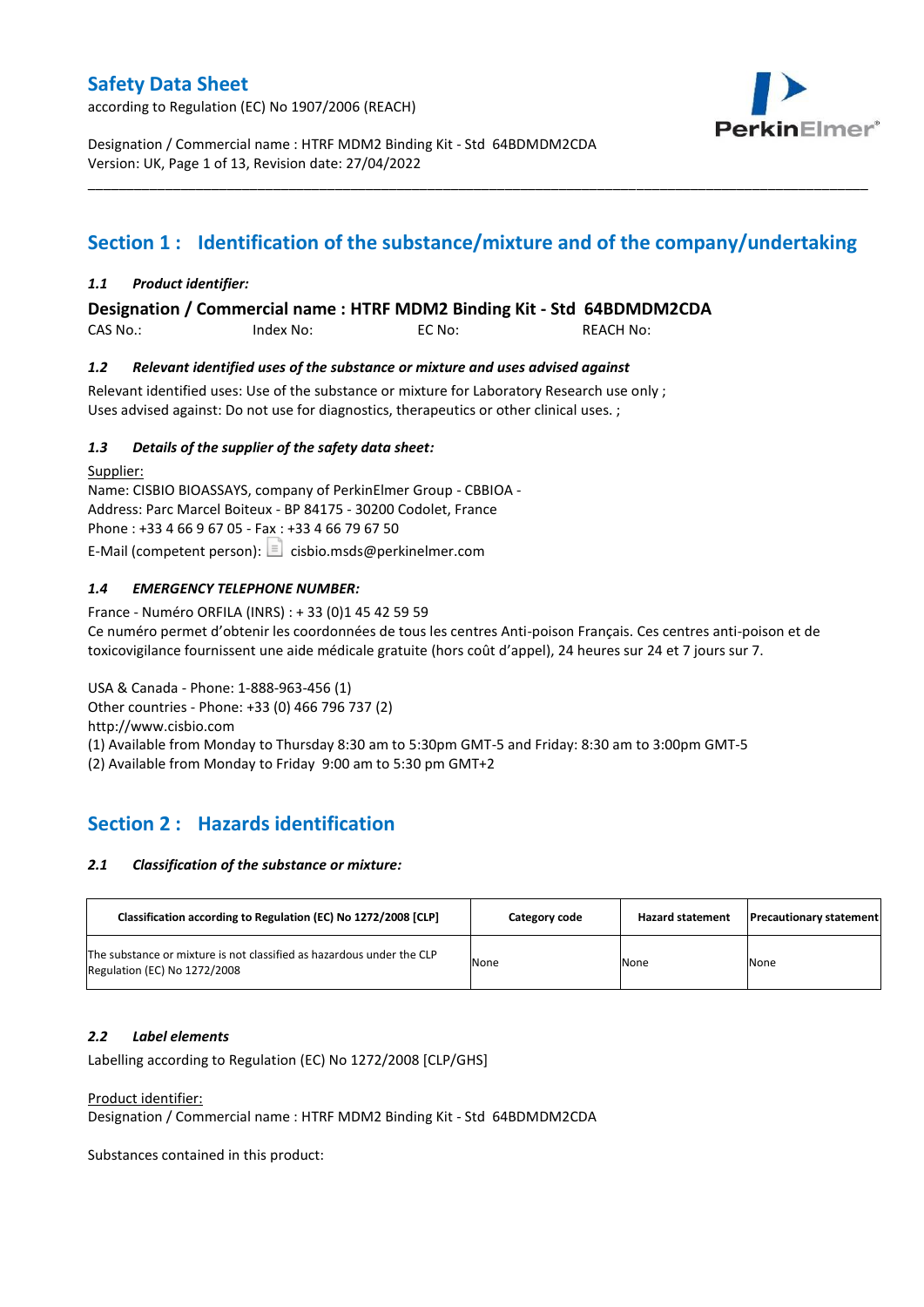# Safety Data Sheet

according to Regulation (EC) No 1907/2006 (REACH)

Designation / Commercial name : HTRF MDM2 Binding Kit - Std 64BDMDM2CDA
Version: UK, Page 1 of 13, Revision date: 27/04/2022

## Section 1 : Identification of the substance/mixture and of the company/undertaking

### *1.1 Product identifier:*

**Designation / Commercial name : HTRF MDM2 Binding Kit - Std 64BDMDM2CDA**

CAS No.: Index No: EC No: REACH No:

### *1.2 Relevant identified uses of the substance or mixture and uses advised against*

Relevant identified uses: Use of the substance or mixture for Laboratory Research use only ;
Uses advised against: Do not use for diagnostics, therapeutics or other clinical uses. ;

### *1.3 Details of the supplier of the safety data sheet:*

Supplier:
Name: CISBIO BIOASSAYS, company of PerkinElmer Group - CBBIOA -
Address: Parc Marcel Boiteux - BP 84175 - 30200 Codolet, France
Phone : +33 4 66 9 67 05 - Fax : +33 4 66 79 67 50
E-Mail (competent person): cisbio.msds@perkinelmer.com

### *1.4 EMERGENCY TELEPHONE NUMBER:*

France - Numéro ORFILA (INRS) : + 33 (0)1 45 42 59 59
Ce numéro permet d'obtenir les coordonnées de tous les centres Anti-poison Français. Ces centres anti-poison et de toxicovigilance fournissent une aide médicale gratuite (hors coût d'appel), 24 heures sur 24 et 7 jours sur 7.

USA & Canada - Phone: 1-888-963-456 (1)
Other countries - Phone: +33 (0) 466 796 737 (2)
http://www.cisbio.com
(1) Available from Monday to Thursday 8:30 am to 5:30pm GMT-5 and Friday: 8:30 am to 3:00pm GMT-5
(2) Available from Monday to Friday 9:00 am to 5:30 pm GMT+2

## Section 2 : Hazards identification

### *2.1 Classification of the substance or mixture:*

| Classification according to Regulation (EC) No 1272/2008 [CLP] | Category code | Hazard statement | Precautionary statement |
|---|---|---|---|
| The substance or mixture is not classified as hazardous under the CLP Regulation (EC) No 1272/2008 | None | None | None |

### *2.2 Label elements*

Labelling according to Regulation (EC) No 1272/2008 [CLP/GHS]

Product identifier:
Designation / Commercial name : HTRF MDM2 Binding Kit - Std 64BDMDM2CDA

Substances contained in this product: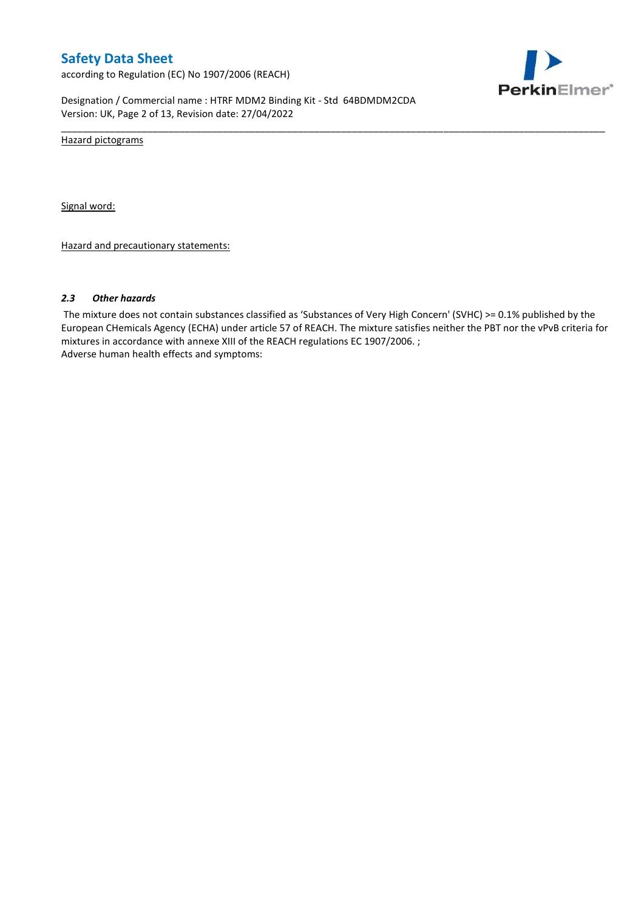Hazard pictograms

Signal word:

Hazard and precautionary statements:

### *2.3 Other hazards*

The mixture does not contain substances classified as 'Substances of Very High Concern' (SVHC) >= 0.1% published by the European CHemicals Agency (ECHA) under article 57 of REACH. The mixture satisfies neither the PBT nor the vPvB criteria for mixtures in accordance with annexe XIII of the REACH regulations EC 1907/2006. ;

Adverse human health effects and symptoms: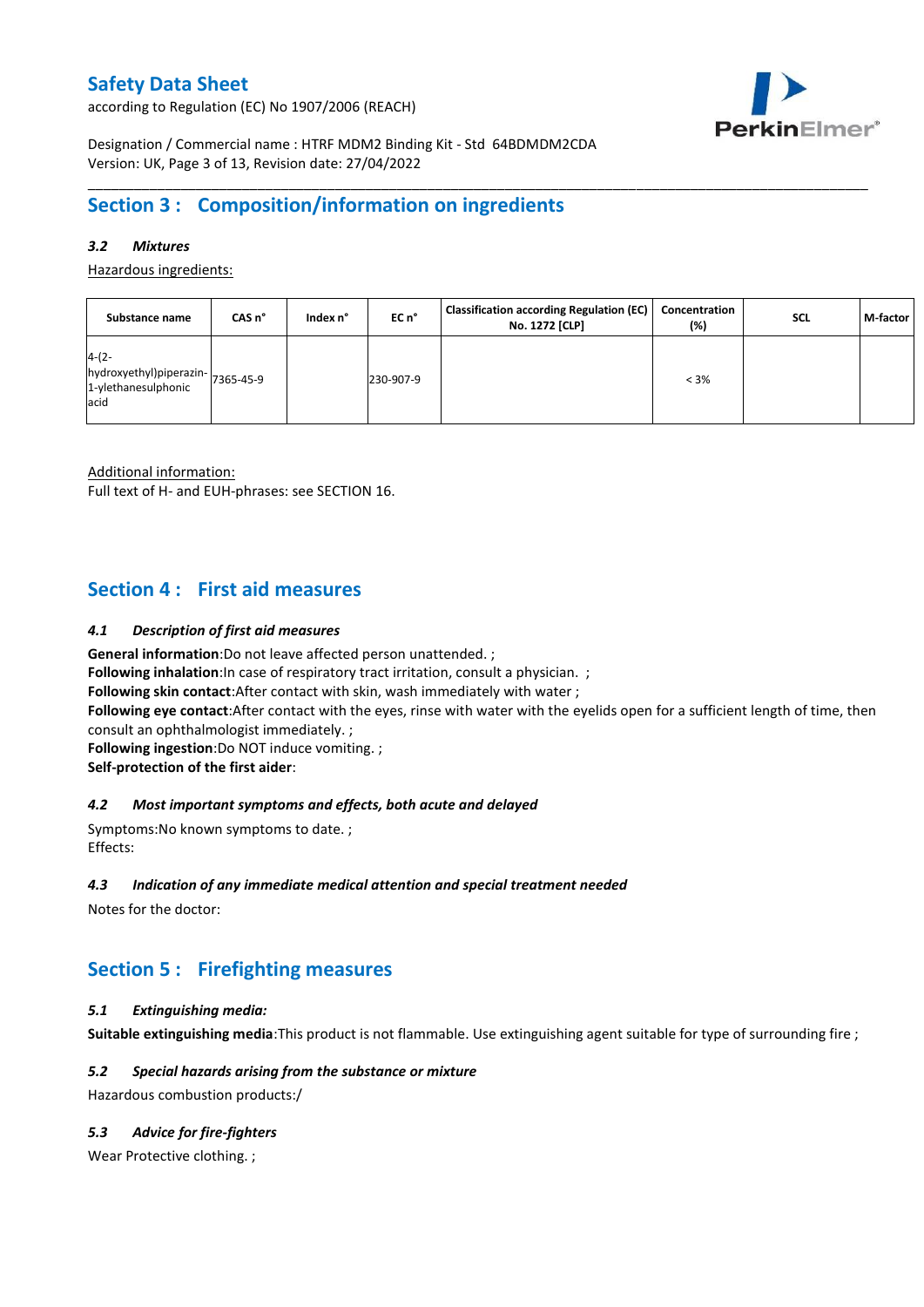## Section 3 : Composition/information on ingredients

### *3.2 Mixtures*

Hazardous ingredients:

| Substance name | CAS n° | Index n° | EC n° | Classification according Regulation (EC) No. 1272 [CLP] | Concentration (%) | SCL | M-factor |
|---|---|---|---|---|---|---|---|
| 4-(2-hydroxyethyl)piperazin-1-ylethanesulphonic acid | 7365-45-9 | | 230-907-9 | | < 3% | | |

Additional information:
Full text of H- and EUH-phrases: see SECTION 16.

## Section 4 : First aid measures

### *4.1 Description of first aid measures*

**General information**:Do not leave affected person unattended. ;
**Following inhalation**:In case of respiratory tract irritation, consult a physician. ;
**Following skin contact**:After contact with skin, wash immediately with water ;
**Following eye contact**:After contact with the eyes, rinse with water with the eyelids open for a sufficient length of time, then consult an ophthalmologist immediately. ;
**Following ingestion**:Do NOT induce vomiting. ;
**Self-protection of the first aider**:

### *4.2 Most important symptoms and effects, both acute and delayed*

Symptoms:No known symptoms to date. ;
Effects:

### *4.3 Indication of any immediate medical attention and special treatment needed*

Notes for the doctor:

## Section 5 : Firefighting measures

### *5.1 Extinguishing media:*

**Suitable extinguishing media**:This product is not flammable. Use extinguishing agent suitable for type of surrounding fire ;

### *5.2 Special hazards arising from the substance or mixture*

Hazardous combustion products:/

### *5.3 Advice for fire-fighters*

Wear Protective clothing. ;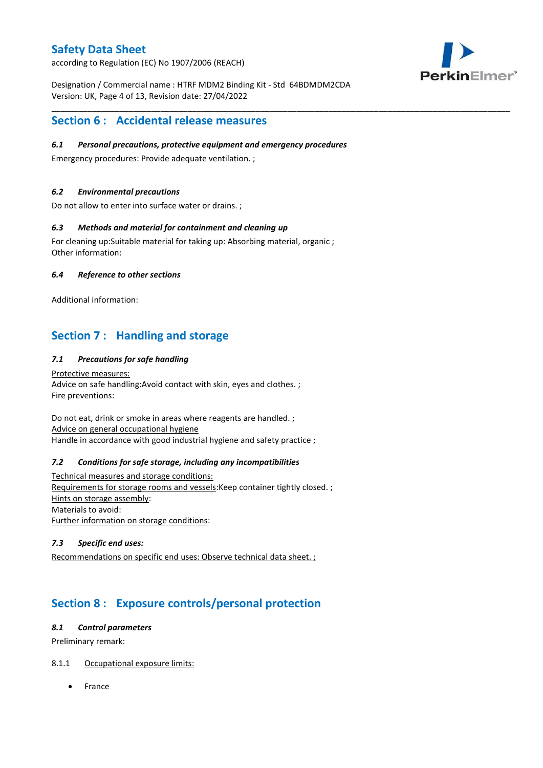## Section 6 : Accidental release measures

### *6.1 Personal precautions, protective equipment and emergency procedures*

Emergency procedures: Provide adequate ventilation. ;

### *6.2 Environmental precautions*

Do not allow to enter into surface water or drains. ;

### *6.3 Methods and material for containment and cleaning up*

For cleaning up:Suitable material for taking up: Absorbing material, organic ;
Other information:

### *6.4 Reference to other sections*

Additional information:

## Section 7 : Handling and storage

### *7.1 Precautions for safe handling*

<u>Protective measures:</u>
Advice on safe handling:Avoid contact with skin, eyes and clothes. ;
Fire preventions:

Do not eat, drink or smoke in areas where reagents are handled. ;
<u>Advice on general occupational hygiene</u>
Handle in accordance with good industrial hygiene and safety practice ;

### *7.2 Conditions for safe storage, including any incompatibilities*

<u>Technical measures and storage conditions:</u>
<u>Requirements for storage rooms and vessels</u>:Keep container tightly closed. ;
<u>Hints on storage assembly</u>:
Materials to avoid:
<u>Further information on storage conditions</u>:

### *7.3 Specific end uses:*

<u>Recommendations on specific end uses: Observe technical data sheet. ;</u>

## Section 8 : Exposure controls/personal protection

### *8.1 Control parameters*

Preliminary remark:

8.1.1 <u>Occupational exposure limits:</u>

- France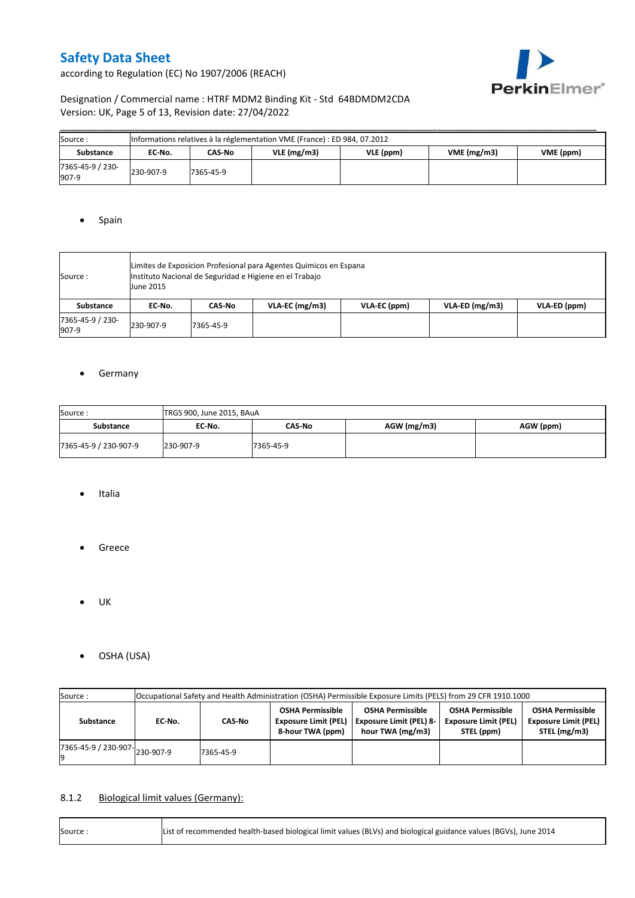| Source : | Informations relatives à la réglementation VME (France) : ED 984, 07.2012 | | | | | |
|---|---|---|---|---|---|---|
| **Substance** | **EC-No.** | **CAS-No** | **VLE (mg/m3)** | **VLE (ppm)** | **VME (mg/m3)** | **VME (ppm)** |
| 7365-45-9 / 230-907-9 | 230-907-9 | 7365-45-9 | | | | |

- Spain

| Source : | Limites de Exposicion Profesional para Agentes Quimicos en Espana<br>Instituto Nacional de Seguridad e Higiene en el Trabajo<br>June 2015 | | | | | |
|---|---|---|---|---|---|---|
| **Substance** | **EC-No.** | **CAS-No** | **VLA-EC (mg/m3)** | **VLA-EC (ppm)** | **VLA-ED (mg/m3)** | **VLA-ED (ppm)** |
| 7365-45-9 / 230-907-9 | 230-907-9 | 7365-45-9 | | | | |

- Germany

| Source : | TRGS 900, June 2015, BAuA | | | |
|---|---|---|---|---|
| **Substance** | **EC-No.** | **CAS-No** | **AGW (mg/m3)** | **AGW (ppm)** |
| 7365-45-9 / 230-907-9 | 230-907-9 | 7365-45-9 | | |

- Italia

- Greece

- UK

- OSHA (USA)

| Source : | Occupational Safety and Health Administration (OSHA) Permissible Exposure Limits (PELS) from 29 CFR 1910.1000 | | | | | |
|---|---|---|---|---|---|---|
| **Substance** | **EC-No.** | **CAS-No** | **OSHA Permissible Exposure Limit (PEL) 8-hour TWA (ppm)** | **OSHA Permissible Exposure Limit (PEL) 8-hour TWA (mg/m3)** | **OSHA Permissible Exposure Limit (PEL) STEL (ppm)** | **OSHA Permissible Exposure Limit (PEL) STEL (mg/m3)** |
| 7365-45-9 / 230-907-9 | 230-907-9 | 7365-45-9 | | | | |

### 8.1.2 Biological limit values (Germany):

| Source : | List of recommended health-based biological limit values (BLVs) and biological guidance values (BGVs), June 2014 |
|---|---|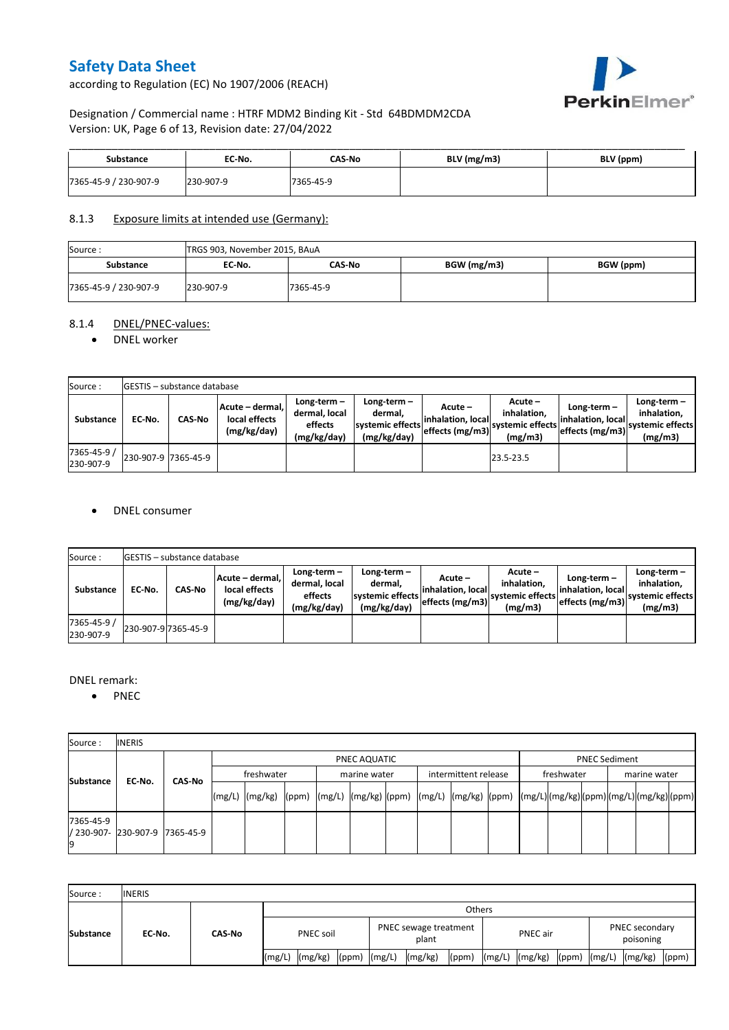| Substance | EC-No. | CAS-No | BLV (mg/m3) | BLV (ppm) |
|---|---|---|---|---|
| 7365-45-9 / 230-907-9 | 230-907-9 | 7365-45-9 | | |

### 8.1.3 Exposure limits at intended use (Germany):

| Source : | TRGS 903, November 2015, BAuA | | | |
|---|---|---|---|---|
| **Substance** | **EC-No.** | **CAS-No** | **BGW (mg/m3)** | **BGW (ppm)** |
| 7365-45-9 / 230-907-9 | 230-907-9 | 7365-45-9 | | |

### 8.1.4 DNEL/PNEC-values:

- DNEL worker

| Source : | GESTIS – substance database | | | | | | | | |
|---|---|---|---|---|---|---|---|---|---|
| **Substance** | **EC-No.** | **CAS-No** | **Acute – dermal, local effects (mg/kg/day)** | **Long-term – dermal, local effects (mg/kg/day)** | **Long-term – dermal, systemic effects (mg/kg/day)** | **Acute – inhalation, local effects (mg/m3)** | **Acute – inhalation, systemic effects (mg/m3)** | **Long-term – inhalation, local effects (mg/m3)** | **Long-term – inhalation, systemic effects (mg/m3)** |
| 7365-45-9 / 230-907-9 | 230-907-9 | 7365-45-9 | | | | | 23.5-23.5 | | |

- DNEL consumer

| Source : | GESTIS – substance database | | | | | | | | |
|---|---|---|---|---|---|---|---|---|---|
| **Substance** | **EC-No.** | **CAS-No** | **Acute – dermal, local effects (mg/kg/day)** | **Long-term – dermal, local effects (mg/kg/day)** | **Long-term – dermal, systemic effects (mg/kg/day)** | **Acute – inhalation, local effects (mg/m3)** | **Acute – inhalation, systemic effects (mg/m3)** | **Long-term – inhalation, local effects (mg/m3)** | **Long-term – inhalation, systemic effects (mg/m3)** |
| 7365-45-9 / 230-907-9 | 230-907-9 | 7365-45-9 | | | | | | | |

DNEL remark:

- PNEC

| Source : | INERIS | | | | | | | | | | | | | | | | | | |
|---|---|---|---|---|---|---|---|---|---|---|---|---|---|---|---|---|---|---|---|
| **Substance** | **EC-No.** | **CAS-No** | PNEC AQUATIC | | | | | | | | | PNEC Sediment | | | | | |
| | | | freshwater | | | marine water | | | intermittent release | | | freshwater | | | marine water | | |
| | | | (mg/L) | (mg/kg) | (ppm) | (mg/L) | (mg/kg) | (ppm) | (mg/L) | (mg/kg) | (ppm) | (mg/L) | (mg/kg) | (ppm) | (mg/L) | (mg/kg) | (ppm) |
| 7365-45-9 / 230-907-9 | 230-907-9 | 7365-45-9 | | | | | | | | | | | | | | | |

| Source : | INERIS | | | | | | | | | | | | | | |
|---|---|---|---|---|---|---|---|---|---|---|---|---|---|---|---|
| **Substance** | **EC-No.** | **CAS-No** | Others | | | | | | | | | | | | |
| | | | PNEC soil | | | PNEC sewage treatment plant | | | PNEC air | | | PNEC secondary poisoning | | |
| | | | (mg/L) | (mg/kg) | (ppm) | (mg/L) | (mg/kg) | (ppm) | (mg/L) | (mg/kg) | (ppm) | (mg/L) | (mg/kg) | (ppm) |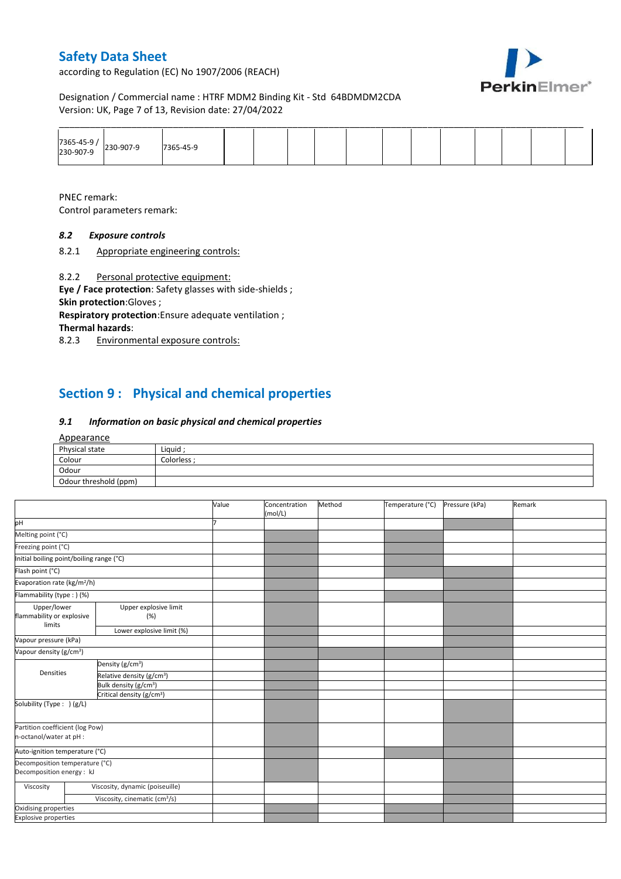| 7365-45-9 / 230-907-9 | 230-907-9 | 7365-45-9 | | | | | | | | | | | |
|---|---|---|---|---|---|---|---|---|---|---|---|---|---|

PNEC remark:

Control parameters remark:

### *8.2 Exposure controls*

8.2.1 Appropriate engineering controls:

8.2.2 Personal protective equipment:

**Eye / Face protection**: Safety glasses with side-shields ;

**Skin protection**:Gloves ;

**Respiratory protection**:Ensure adequate ventilation ;

**Thermal hazards**:

8.2.3 Environmental exposure controls:

## Section 9 : Physical and chemical properties

### *9.1 Information on basic physical and chemical properties*

Appearance

| Physical state | Liquid ; |
|---|---|
| Colour | Colorless ; |
| Odour | |
| Odour threshold (ppm) | |

| | | Value | Concentration (mol/L) | Method | Temperature (°C) | Pressure (kPa) | Remark |
|---|---|---|---|---|---|---|---|
| pH | | 7 | | | | | |
| Melting point (°C) | | | | | | | |
| Freezing point (°C) | | | | | | | |
| Initial boiling point/boiling range (°C) | | | | | | | |
| Flash point (°C) | | | | | | | |
| Evaporation rate (kg/m²/h) | | | | | | | |
| Flammability (type : ) (%) | | | | | | | |
| Upper/lower flammability or explosive limits | Upper explosive limit (%) | | | | | | |
| | Lower explosive limit (%) | | | | | | |
| Vapour pressure (kPa) | | | | | | | |
| Vapour density (g/cm³) | | | | | | | |
| Densities | Density (g/cm³) | | | | | | |
| | Relative density (g/cm³) | | | | | | |
| | Bulk density (g/cm³) | | | | | | |
| | Critical density (g/cm³) | | | | | | |
| Solubility (Type : ) (g/L) | | | | | | | |
| Partition coefficient (log Pow) n-octanol/water at pH : | | | | | | | |
| Auto-ignition temperature (°C) | | | | | | | |
| Decomposition temperature (°C) Decomposition energy : kJ | | | | | | | |
| Viscosity | Viscosity, dynamic (poiseuille) | | | | | | |
| | Viscosity, cinematic (cm³/s) | | | | | | |
| Oxidising properties | | | | | | | |
| Explosive properties | | | | | | | |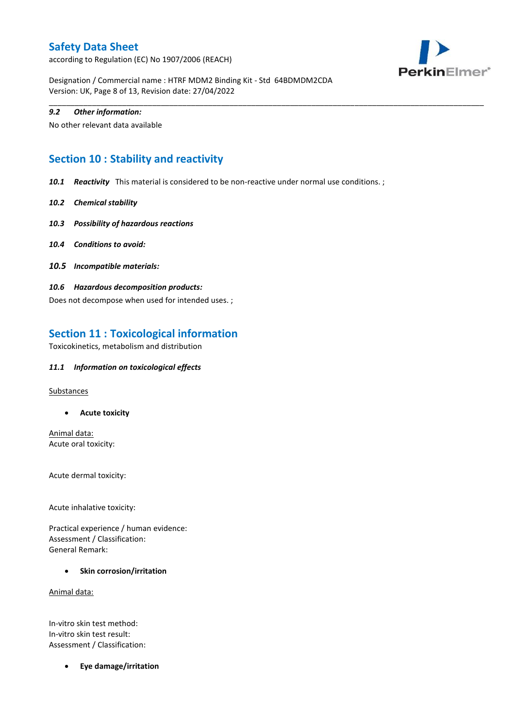*9.2 Other information:*

No other relevant data available

## Section 10 : Stability and reactivity

***10.1 Reactivity*** This material is considered to be non-reactive under normal use conditions. ;

***10.2 Chemical stability***

***10.3 Possibility of hazardous reactions***

***10.4 Conditions to avoid:***

***10.5 Incompatible materials:***

***10.6 Hazardous decomposition products:***

Does not decompose when used for intended uses. ;

## Section 11 : Toxicological information

Toxicokinetics, metabolism and distribution

***11.1 Information on toxicological effects***

Substances

- **Acute toxicity**

Animal data:
Acute oral toxicity:

Acute dermal toxicity:

Acute inhalative toxicity:

Practical experience / human evidence:
Assessment / Classification:
General Remark:

- **Skin corrosion/irritation**

Animal data:

In-vitro skin test method:
In-vitro skin test result:
Assessment / Classification:

- **Eye damage/irritation**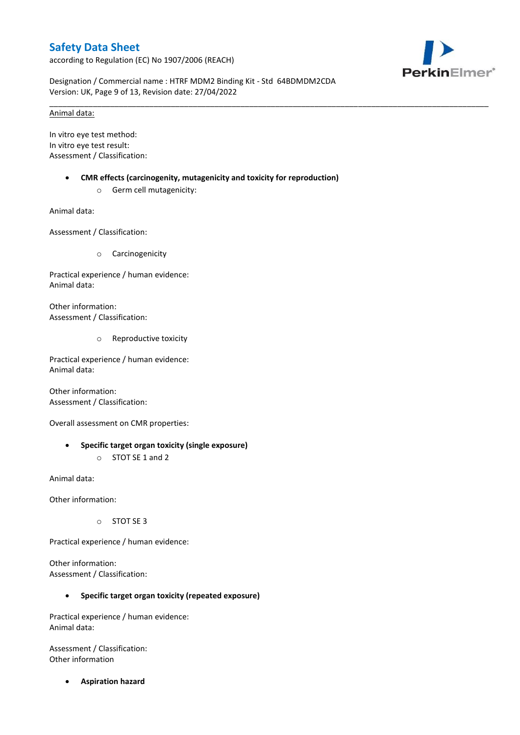Animal data:

In vitro eye test method:
In vitro eye test result:
Assessment / Classification:

- **CMR effects (carcinogenity, mutagenicity and toxicity for reproduction)**
  - Germ cell mutagenicity:

Animal data:

Assessment / Classification:

  - Carcinogenicity

Practical experience / human evidence:
Animal data:

Other information:
Assessment / Classification:

  - Reproductive toxicity

Practical experience / human evidence:
Animal data:

Other information:
Assessment / Classification:

Overall assessment on CMR properties:

- **Specific target organ toxicity (single exposure)**
  - STOT SE 1 and 2

Animal data:

Other information:

  - STOT SE 3

Practical experience / human evidence:

Other information:
Assessment / Classification:

- **Specific target organ toxicity (repeated exposure)**

Practical experience / human evidence:
Animal data:

Assessment / Classification:
Other information

- **Aspiration hazard**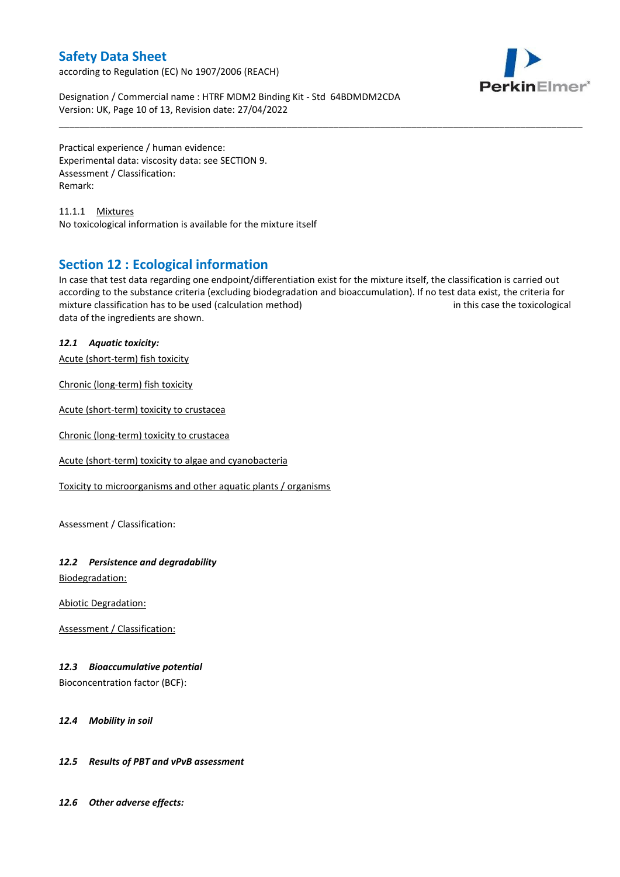Practical experience / human evidence:
Experimental data: viscosity data: see SECTION 9.
Assessment / Classification:
Remark:

11.1.1 Mixtures
No toxicological information is available for the mixture itself

## Section 12 : Ecological information

In case that test data regarding one endpoint/differentiation exist for the mixture itself, the classification is carried out according to the substance criteria (excluding biodegradation and bioaccumulation). If no test data exist, the criteria for mixture classification has to be used (calculation method) in this case the toxicological data of the ingredients are shown.

### *12.1 Aquatic toxicity:*

Acute (short-term) fish toxicity

Chronic (long-term) fish toxicity

Acute (short-term) toxicity to crustacea

Chronic (long-term) toxicity to crustacea

Acute (short-term) toxicity to algae and cyanobacteria

Toxicity to microorganisms and other aquatic plants / organisms

Assessment / Classification:

### *12.2 Persistence and degradability*

Biodegradation:

Abiotic Degradation:

Assessment / Classification:

### *12.3 Bioaccumulative potential*

Bioconcentration factor (BCF):

### *12.4 Mobility in soil*

### *12.5 Results of PBT and vPvB assessment*

### *12.6 Other adverse effects:*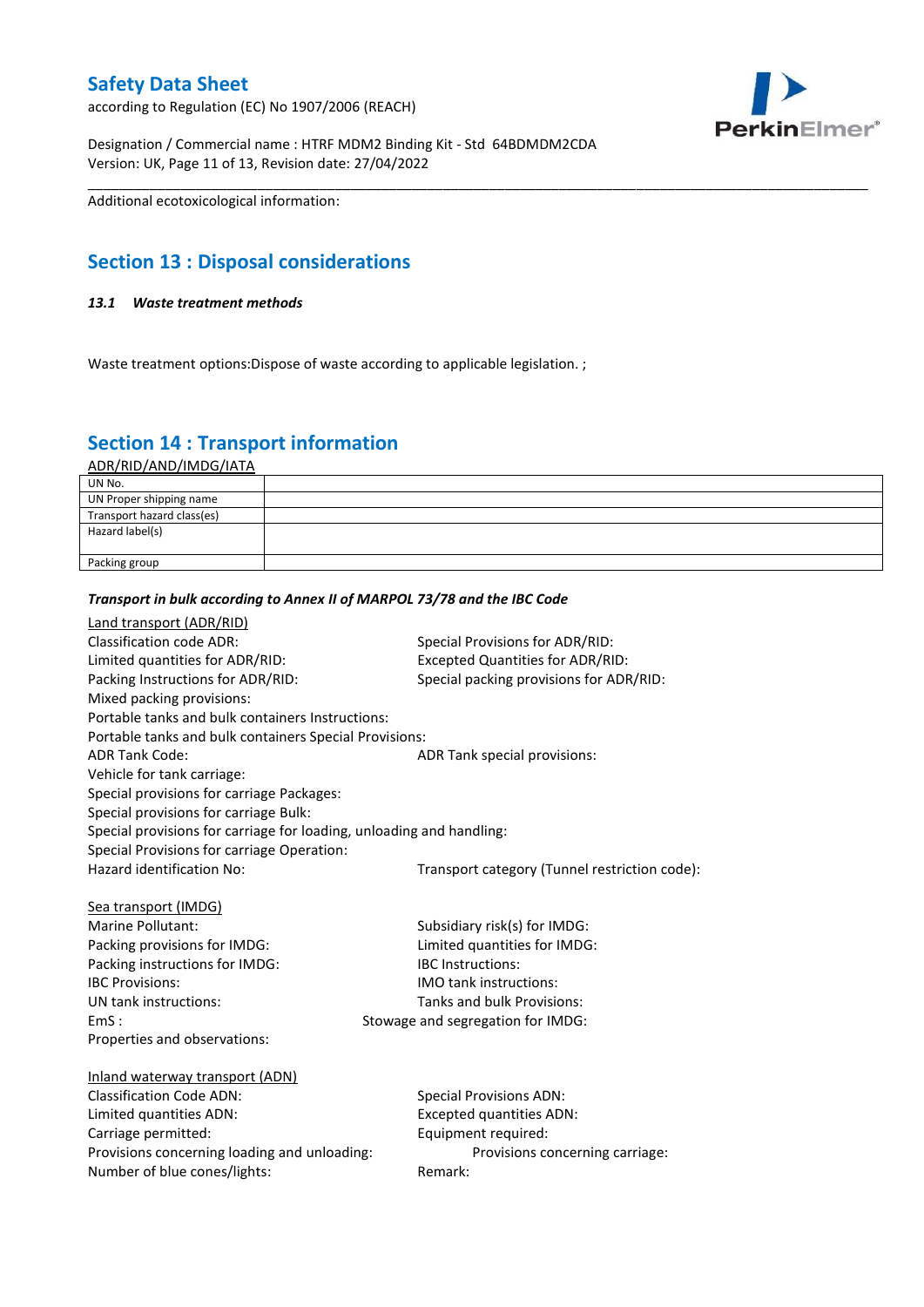Additional ecotoxicological information:

## Section 13 : Disposal considerations

### *13.1 Waste treatment methods*

Waste treatment options:Dispose of waste according to applicable legislation. ;

## Section 14 : Transport information

ADR/RID/AND/IMDG/IATA

| UN No. | |
|---|---|
| UN Proper shipping name | |
| Transport hazard class(es) | |
| Hazard label(s) | |
| Packing group | |

***Transport in bulk according to Annex II of MARPOL 73/78 and the IBC Code***

Land transport (ADR/RID)

Classification code ADR:
Special Provisions for ADR/RID:
Limited quantities for ADR/RID:
Excepted Quantities for ADR/RID:
Packing Instructions for ADR/RID:
Special packing provisions for ADR/RID:
Mixed packing provisions:
Portable tanks and bulk containers Instructions:
Portable tanks and bulk containers Special Provisions:
ADR Tank Code:
ADR Tank special provisions:
Vehicle for tank carriage:
Special provisions for carriage Packages:
Special provisions for carriage Bulk:
Special provisions for carriage for loading, unloading and handling:
Special Provisions for carriage Operation:
Hazard identification No:
Transport category (Tunnel restriction code):

Sea transport (IMDG)

Marine Pollutant:
Subsidiary risk(s) for IMDG:
Packing provisions for IMDG:
Limited quantities for IMDG:
Packing instructions for IMDG:
IBC Instructions:
IBC Provisions:
IMO tank instructions:
UN tank instructions:
Tanks and bulk Provisions:
EmS :
Stowage and segregation for IMDG:
Properties and observations:

Inland waterway transport (ADN)

Classification Code ADN:
Special Provisions ADN:
Limited quantities ADN:
Excepted quantities ADN:
Carriage permitted:
Equipment required:
Provisions concerning loading and unloading:
Provisions concerning carriage:
Number of blue cones/lights:
Remark: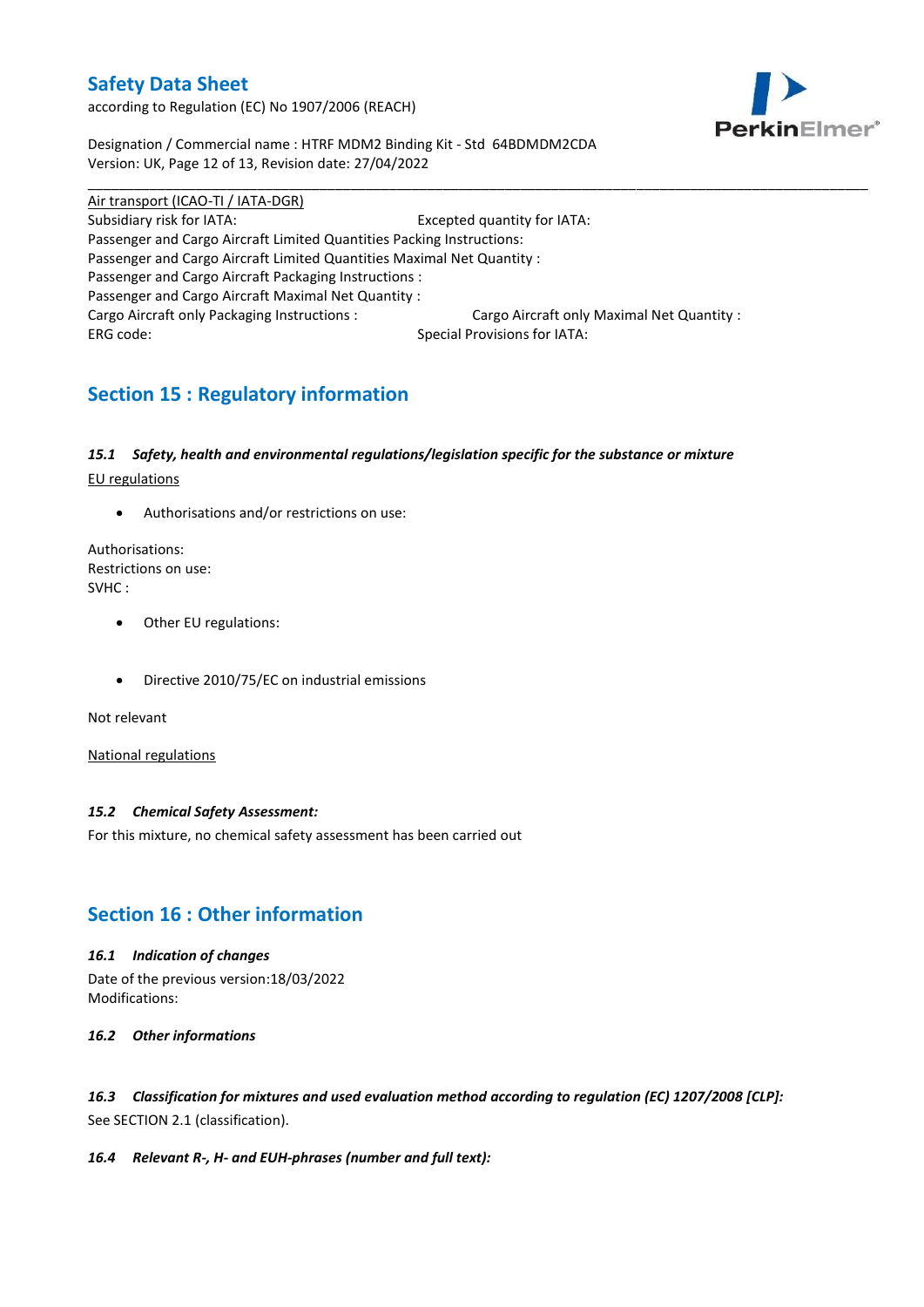Air transport (ICAO-TI / IATA-DGR)

Subsidiary risk for IATA: Excepted quantity for IATA:

Passenger and Cargo Aircraft Limited Quantities Packing Instructions:

Passenger and Cargo Aircraft Limited Quantities Maximal Net Quantity :

Passenger and Cargo Aircraft Packaging Instructions :

Passenger and Cargo Aircraft Maximal Net Quantity :

Cargo Aircraft only Packaging Instructions : Cargo Aircraft only Maximal Net Quantity :

ERG code: Special Provisions for IATA:

## Section 15 : Regulatory information

### *15.1 Safety, health and environmental regulations/legislation specific for the substance or mixture*

EU regulations

- Authorisations and/or restrictions on use:

Authorisations:
Restrictions on use:
SVHC :

- Other EU regulations:

- Directive 2010/75/EC on industrial emissions

Not relevant

National regulations

### *15.2 Chemical Safety Assessment:*

For this mixture, no chemical safety assessment has been carried out

## Section 16 : Other information

### *16.1 Indication of changes*

Date of the previous version:18/03/2022
Modifications:

### *16.2 Other informations*

### *16.3 Classification for mixtures and used evaluation method according to regulation (EC) 1207/2008 [CLP]:*

See SECTION 2.1 (classification).

### *16.4 Relevant R-, H- and EUH-phrases (number and full text):*